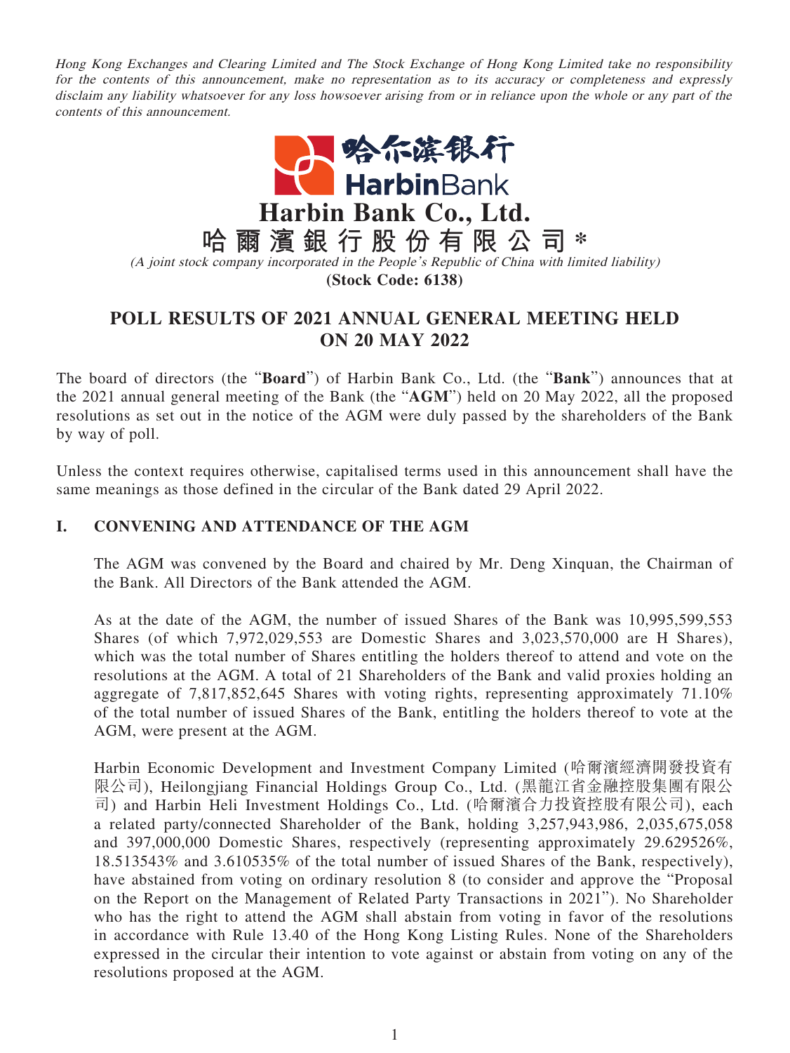*Hong Kong Exchanges and Clearing Limited and The Stock Exchange of Hong Kong Limited take no responsibility for the contents of this announcement, make no representation as to its accuracy or completeness and expressly disclaim any liability whatsoever for any loss howsoever arising from or in reliance upon the whole or any part of the contents of this announcement.*

# Harbin Bank Co., Ltd.
# 哈爾濱銀行股份有限公司*

*(A joint stock company incorporated in the People's Republic of China with limited liability)*

**(Stock Code: 6138)**

## POLL RESULTS OF 2021 ANNUAL GENERAL MEETING HELD ON 20 MAY 2022

The board of directors (the "**Board**") of Harbin Bank Co., Ltd. (the "**Bank**") announces that at the 2021 annual general meeting of the Bank (the "**AGM**") held on 20 May 2022, all the proposed resolutions as set out in the notice of the AGM were duly passed by the shareholders of the Bank by way of poll.

Unless the context requires otherwise, capitalised terms used in this announcement shall have the same meanings as those defined in the circular of the Bank dated 29 April 2022.

### I. CONVENING AND ATTENDANCE OF THE AGM

The AGM was convened by the Board and chaired by Mr. Deng Xinquan, the Chairman of the Bank. All Directors of the Bank attended the AGM.

As at the date of the AGM, the number of issued Shares of the Bank was 10,995,599,553 Shares (of which 7,972,029,553 are Domestic Shares and 3,023,570,000 are H Shares), which was the total number of Shares entitling the holders thereof to attend and vote on the resolutions at the AGM. A total of 21 Shareholders of the Bank and valid proxies holding an aggregate of 7,817,852,645 Shares with voting rights, representing approximately 71.10% of the total number of issued Shares of the Bank, entitling the holders thereof to vote at the AGM, were present at the AGM.

Harbin Economic Development and Investment Company Limited (哈爾濱經濟開發投資有限公司), Heilongjiang Financial Holdings Group Co., Ltd. (黑龍江省金融控股集團有限公司) and Harbin Heli Investment Holdings Co., Ltd. (哈爾濱合力投資控股有限公司), each a related party/connected Shareholder of the Bank, holding 3,257,943,986, 2,035,675,058 and 397,000,000 Domestic Shares, respectively (representing approximately 29.629526%, 18.513543% and 3.610535% of the total number of issued Shares of the Bank, respectively), have abstained from voting on ordinary resolution 8 (to consider and approve the "Proposal on the Report on the Management of Related Party Transactions in 2021"). No Shareholder who has the right to attend the AGM shall abstain from voting in favor of the resolutions in accordance with Rule 13.40 of the Hong Kong Listing Rules. None of the Shareholders expressed in the circular their intention to vote against or abstain from voting on any of the resolutions proposed at the AGM.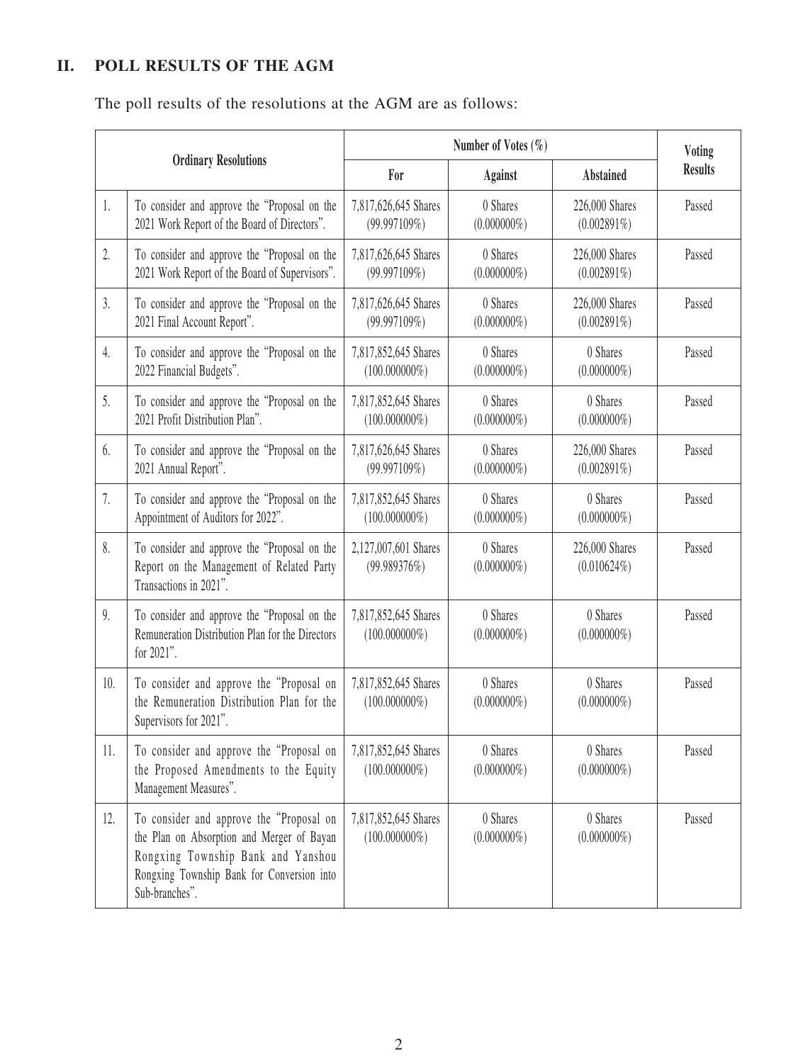## II. POLL RESULTS OF THE AGM

The poll results of the resolutions at the AGM are as follows:

| Ordinary Resolutions | | Number of Votes (%) | | | Voting Results |
|---|---|---|---|---|---|
| | | For | Against | Abstained | |
| 1. | To consider and approve the "Proposal on the 2021 Work Report of the Board of Directors". | 7,817,626,645 Shares (99.997109%) | 0 Shares (0.000000%) | 226,000 Shares (0.002891%) | Passed |
| 2. | To consider and approve the "Proposal on the 2021 Work Report of the Board of Supervisors". | 7,817,626,645 Shares (99.997109%) | 0 Shares (0.000000%) | 226,000 Shares (0.002891%) | Passed |
| 3. | To consider and approve the "Proposal on the 2021 Final Account Report". | 7,817,626,645 Shares (99.997109%) | 0 Shares (0.000000%) | 226,000 Shares (0.002891%) | Passed |
| 4. | To consider and approve the "Proposal on the 2022 Financial Budgets". | 7,817,852,645 Shares (100.000000%) | 0 Shares (0.000000%) | 0 Shares (0.000000%) | Passed |
| 5. | To consider and approve the "Proposal on the 2021 Profit Distribution Plan". | 7,817,852,645 Shares (100.000000%) | 0 Shares (0.000000%) | 0 Shares (0.000000%) | Passed |
| 6. | To consider and approve the "Proposal on the 2021 Annual Report". | 7,817,626,645 Shares (99.997109%) | 0 Shares (0.000000%) | 226,000 Shares (0.002891%) | Passed |
| 7. | To consider and approve the "Proposal on the Appointment of Auditors for 2022". | 7,817,852,645 Shares (100.000000%) | 0 Shares (0.000000%) | 0 Shares (0.000000%) | Passed |
| 8. | To consider and approve the "Proposal on the Report on the Management of Related Party Transactions in 2021". | 2,127,007,601 Shares (99.989376%) | 0 Shares (0.000000%) | 226,000 Shares (0.010624%) | Passed |
| 9. | To consider and approve the "Proposal on the Remuneration Distribution Plan for the Directors for 2021". | 7,817,852,645 Shares (100.000000%) | 0 Shares (0.000000%) | 0 Shares (0.000000%) | Passed |
| 10. | To consider and approve the "Proposal on the Remuneration Distribution Plan for the Supervisors for 2021". | 7,817,852,645 Shares (100.000000%) | 0 Shares (0.000000%) | 0 Shares (0.000000%) | Passed |
| 11. | To consider and approve the "Proposal on the Proposed Amendments to the Equity Management Measures". | 7,817,852,645 Shares (100.000000%) | 0 Shares (0.000000%) | 0 Shares (0.000000%) | Passed |
| 12. | To consider and approve the "Proposal on the Plan on Absorption and Merger of Bayan Rongxing Township Bank and Yanshou Rongxing Township Bank for Conversion into Sub-branches". | 7,817,852,645 Shares (100.000000%) | 0 Shares (0.000000%) | 0 Shares (0.000000%) | Passed |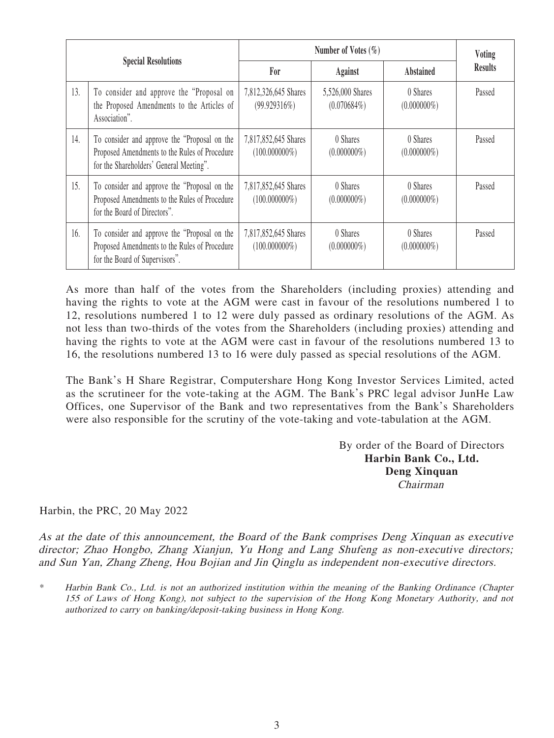| Special Resolutions | | Number of Votes (%) | | | Voting Results |
|---|---|---|---|---|---|
| | | For | Against | Abstained | |
| 13. | To consider and approve the "Proposal on the Proposed Amendments to the Articles of Association". | 7,812,326,645 Shares (99.929316%) | 5,526,000 Shares (0.070684%) | 0 Shares (0.000000%) | Passed |
| 14. | To consider and approve the "Proposal on the Proposed Amendments to the Rules of Procedure for the Shareholders' General Meeting". | 7,817,852,645 Shares (100.000000%) | 0 Shares (0.000000%) | 0 Shares (0.000000%) | Passed |
| 15. | To consider and approve the "Proposal on the Proposed Amendments to the Rules of Procedure for the Board of Directors". | 7,817,852,645 Shares (100.000000%) | 0 Shares (0.000000%) | 0 Shares (0.000000%) | Passed |
| 16. | To consider and approve the "Proposal on the Proposed Amendments to the Rules of Procedure for the Board of Supervisors". | 7,817,852,645 Shares (100.000000%) | 0 Shares (0.000000%) | 0 Shares (0.000000%) | Passed |

As more than half of the votes from the Shareholders (including proxies) attending and having the rights to vote at the AGM were cast in favour of the resolutions numbered 1 to 12, resolutions numbered 1 to 12 were duly passed as ordinary resolutions of the AGM. As not less than two-thirds of the votes from the Shareholders (including proxies) attending and having the rights to vote at the AGM were cast in favour of the resolutions numbered 13 to 16, the resolutions numbered 13 to 16 were duly passed as special resolutions of the AGM.

The Bank's H Share Registrar, Computershare Hong Kong Investor Services Limited, acted as the scrutineer for the vote-taking at the AGM. The Bank's PRC legal advisor JunHe Law Offices, one Supervisor of the Bank and two representatives from the Bank's Shareholders were also responsible for the scrutiny of the vote-taking and vote-tabulation at the AGM.

By order of the Board of Directors
**Harbin Bank Co., Ltd.**
**Deng Xinquan**
*Chairman*

Harbin, the PRC, 20 May 2022

*As at the date of this announcement, the Board of the Bank comprises Deng Xinquan as executive director; Zhao Hongbo, Zhang Xianjun, Yu Hong and Lang Shufeng as non-executive directors; and Sun Yan, Zhang Zheng, Hou Bojian and Jin Qinglu as independent non-executive directors.*

\* *Harbin Bank Co., Ltd. is not an authorized institution within the meaning of the Banking Ordinance (Chapter 155 of Laws of Hong Kong), not subject to the supervision of the Hong Kong Monetary Authority, and not authorized to carry on banking/deposit-taking business in Hong Kong.*